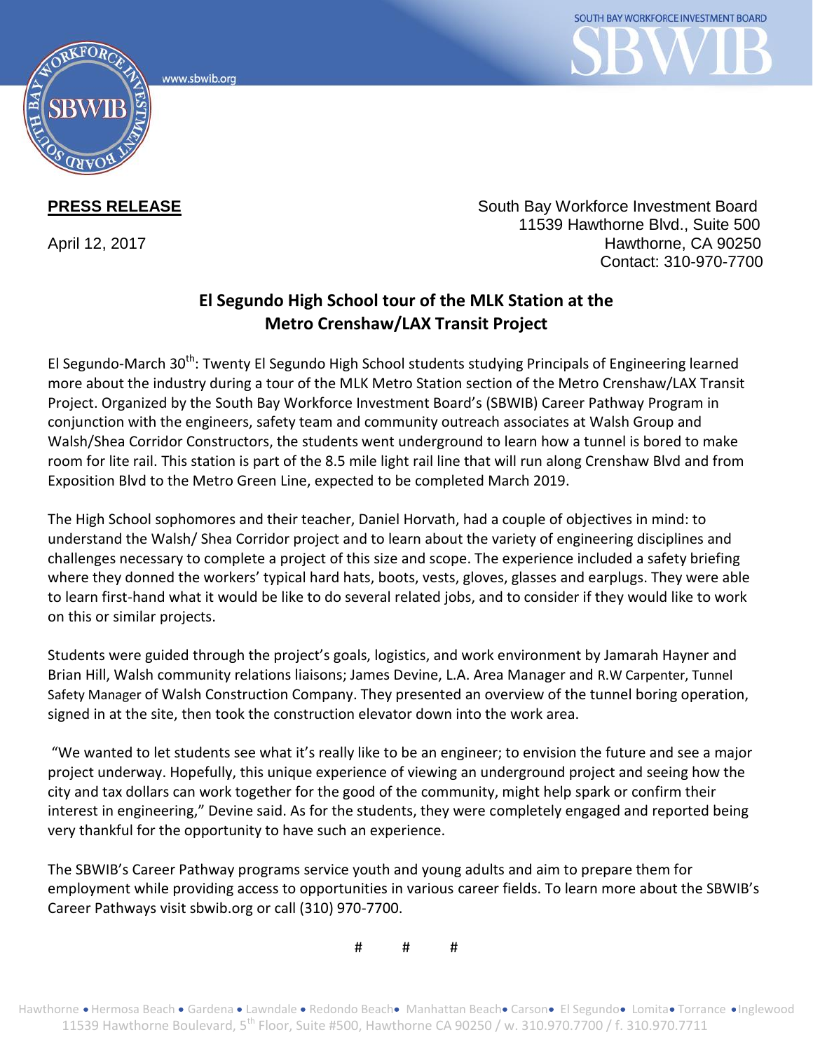SOUTH BAY WORKFORCE INVESTMENT BOARD

SBWIB

www.sbwib.org

**PRESS RELEASE**

April 12, 2017

South Bay Workforce Investment Board
11539 Hawthorne Blvd., Suite 500
Hawthorne, CA 90250
Contact: 310-970-7700

## El Segundo High School tour of the MLK Station at the Metro Crenshaw/LAX Transit Project

El Segundo-March 30th: Twenty El Segundo High School students studying Principals of Engineering learned more about the industry during a tour of the MLK Metro Station section of the Metro Crenshaw/LAX Transit Project. Organized by the South Bay Workforce Investment Board's (SBWIB) Career Pathway Program in conjunction with the engineers, safety team and community outreach associates at Walsh Group and Walsh/Shea Corridor Constructors, the students went underground to learn how a tunnel is bored to make room for lite rail. This station is part of the 8.5 mile light rail line that will run along Crenshaw Blvd and from Exposition Blvd to the Metro Green Line, expected to be completed March 2019.

The High School sophomores and their teacher, Daniel Horvath, had a couple of objectives in mind: to understand the Walsh/ Shea Corridor project and to learn about the variety of engineering disciplines and challenges necessary to complete a project of this size and scope. The experience included a safety briefing where they donned the workers' typical hard hats, boots, vests, gloves, glasses and earplugs. They were able to learn first-hand what it would be like to do several related jobs, and to consider if they would like to work on this or similar projects.

Students were guided through the project's goals, logistics, and work environment by Jamarah Hayner and Brian Hill, Walsh community relations liaisons; James Devine, L.A. Area Manager and R.W Carpenter, Tunnel Safety Manager of Walsh Construction Company. They presented an overview of the tunnel boring operation, signed in at the site, then took the construction elevator down into the work area.

"We wanted to let students see what it's really like to be an engineer; to envision the future and see a major project underway. Hopefully, this unique experience of viewing an underground project and seeing how the city and tax dollars can work together for the good of the community, might help spark or confirm their interest in engineering," Devine said. As for the students, they were completely engaged and reported being very thankful for the opportunity to have such an experience.

The SBWIB's Career Pathway programs service youth and young adults and aim to prepare them for employment while providing access to opportunities in various career fields. To learn more about the SBWIB's Career Pathways visit sbwib.org or call (310) 970-7700.

# # #

Hawthorne • Hermosa Beach • Gardena • Lawndale • Redondo Beach • Manhattan Beach • Carson • El Segundo • Lomita • Torrance • Inglewood
11539 Hawthorne Boulevard, 5th Floor, Suite #500, Hawthorne CA 90250 / w. 310.970.7700 / f. 310.970.7711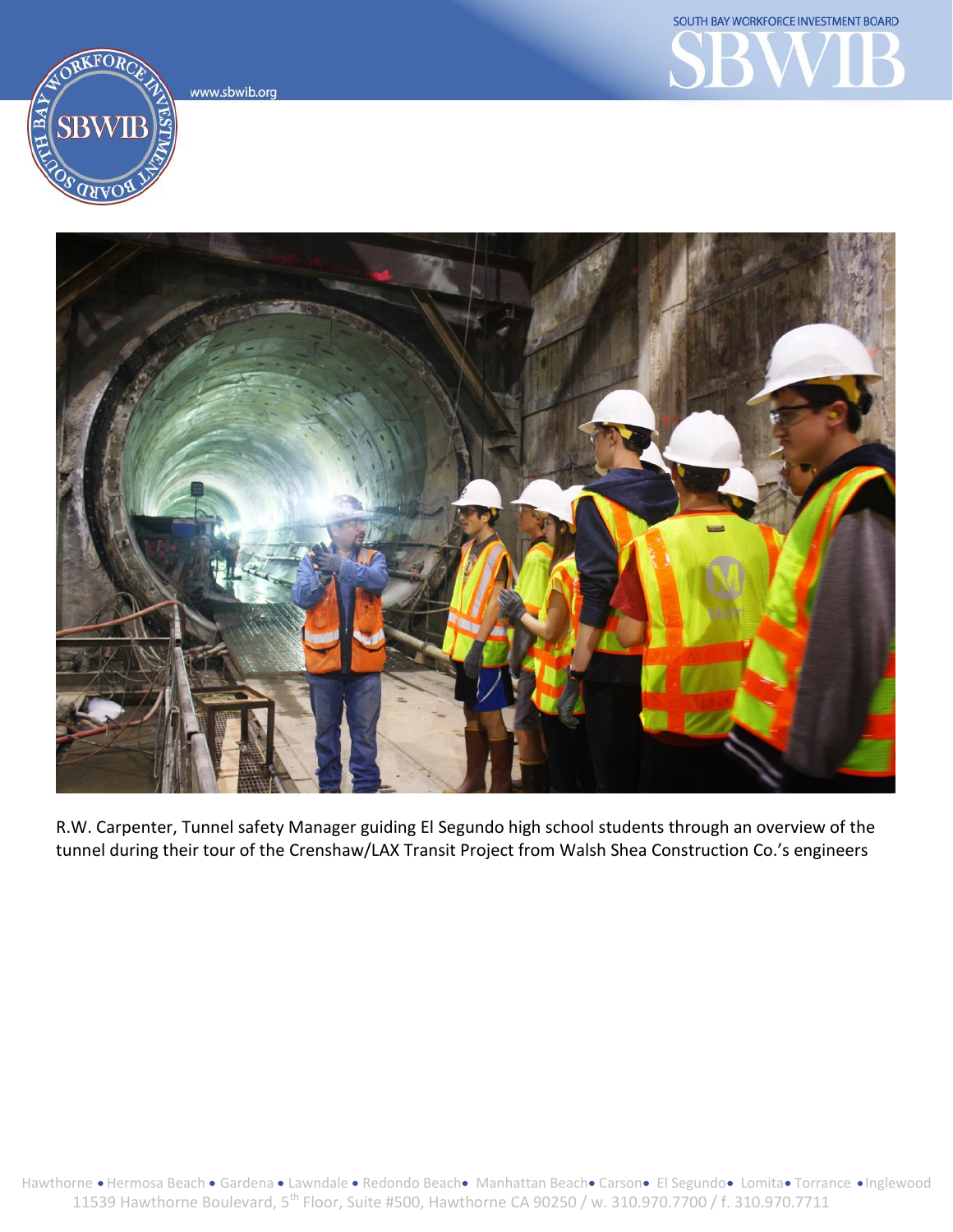R.W. Carpenter, Tunnel safety Manager guiding El Segundo high school students through an overview of the tunnel during their tour of the Crenshaw/LAX Transit Project from Walsh Shea Construction Co.'s engineers